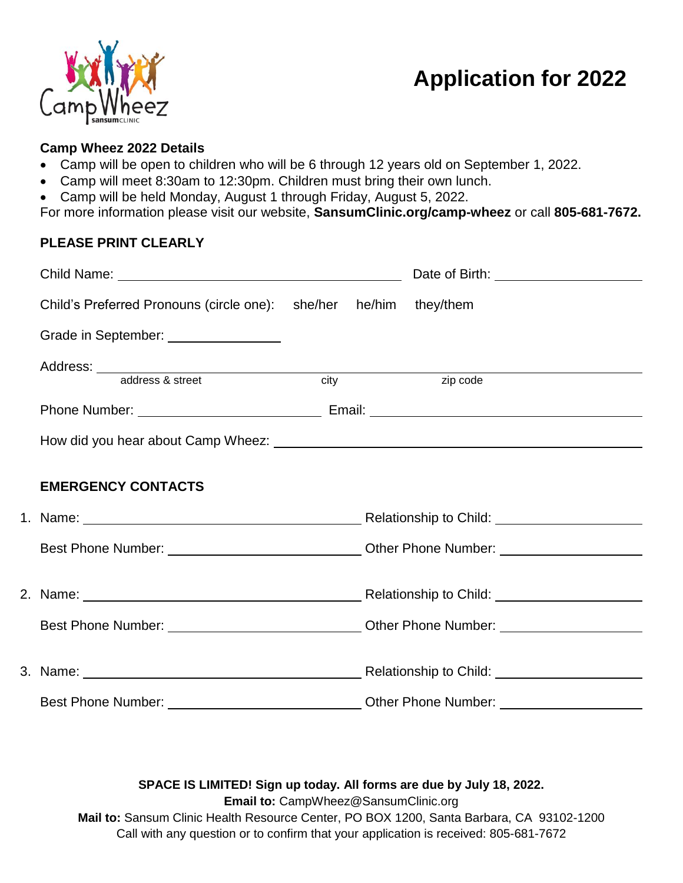Camp Wheez
sansum CLINIC

# Application for 2022

**Camp Wheez 2022 Details**

- Camp will be open to children who will be 6 through 12 years old on September 1, 2022.
- Camp will meet 8:30am to 12:30pm. Children must bring their own lunch.
- Camp will be held Monday, August 1 through Friday, August 5, 2022.

For more information please visit our website, **SansumClinic.org/camp-wheez** or call **805-681-7672.**

**PLEASE PRINT CLEARLY**

Child Name: ______________________________ Date of Birth: ____________________

Child's Preferred Pronouns (circle one): she/her he/him they/them

Grade in September: ______________

Address: ____________________________________________________________
address & street city zip code

Phone Number: ______________________ Email: ______________________________

How did you hear about Camp Wheez: ____________________________________________

**EMERGENCY CONTACTS**

1. Name: ______________________________ Relationship to Child: ____________________

   Best Phone Number: ______________________ Other Phone Number: ____________________

2. Name: ______________________________ Relationship to Child: ____________________

   Best Phone Number: ______________________ Other Phone Number: ____________________

3. Name: ______________________________ Relationship to Child: ____________________

   Best Phone Number: ______________________ Other Phone Number: ____________________

**SPACE IS LIMITED! Sign up today. All forms are due by July 18, 2022.**

**Email to:** CampWheez@SansumClinic.org

**Mail to:** Sansum Clinic Health Resource Center, PO BOX 1200, Santa Barbara, CA 93102-1200

Call with any question or to confirm that your application is received: 805-681-7672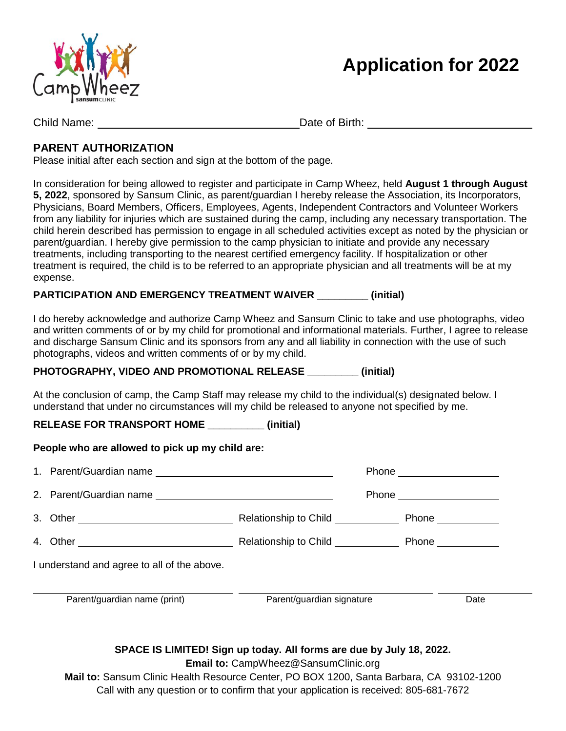# Application for 2022

Child Name: ______________________________ Date of Birth: ______________________________

## PARENT AUTHORIZATION

Please initial after each section and sign at the bottom of the page.

In consideration for being allowed to register and participate in Camp Wheez, held **August 1 through August 5, 2022**, sponsored by Sansum Clinic, as parent/guardian I hereby release the Association, its Incorporators, Physicians, Board Members, Officers, Employees, Agents, Independent Contractors and Volunteer Workers from any liability for injuries which are sustained during the camp, including any necessary transportation. The child herein described has permission to engage in all scheduled activities except as noted by the physician or parent/guardian. I hereby give permission to the camp physician to initiate and provide any necessary treatments, including transporting to the nearest certified emergency facility. If hospitalization or other treatment is required, the child is to be referred to an appropriate physician and all treatments will be at my expense.

**PARTICIPATION AND EMERGENCY TREATMENT WAIVER _________ (initial)**

I do hereby acknowledge and authorize Camp Wheez and Sansum Clinic to take and use photographs, video and written comments of or by my child for promotional and informational materials. Further, I agree to release and discharge Sansum Clinic and its sponsors from any and all liability in connection with the use of such photographs, videos and written comments of or by my child.

**PHOTOGRAPHY, VIDEO AND PROMOTIONAL RELEASE _________ (initial)**

At the conclusion of camp, the Camp Staff may release my child to the individual(s) designated below. I understand that under no circumstances will my child be released to anyone not specified by me.

**RELEASE FOR TRANSPORT HOME __________ (initial)**

**People who are allowed to pick up my child are:**

1. Parent/Guardian name ______________________________ Phone ________________
2. Parent/Guardian name ______________________________ Phone ________________
3. Other ________________________ Relationship to Child ____________ Phone ____________
4. Other ________________________ Relationship to Child ____________ Phone ____________

I understand and agree to all of the above.

______________________________ ______________________________ ______________

Parent/guardian name (print) | Parent/guardian signature | Date

**SPACE IS LIMITED! Sign up today. All forms are due by July 18, 2022.**

**Email to:** CampWheez@SansumClinic.org

**Mail to:** Sansum Clinic Health Resource Center, PO BOX 1200, Santa Barbara, CA 93102-1200

Call with any question or to confirm that your application is received: 805-681-7672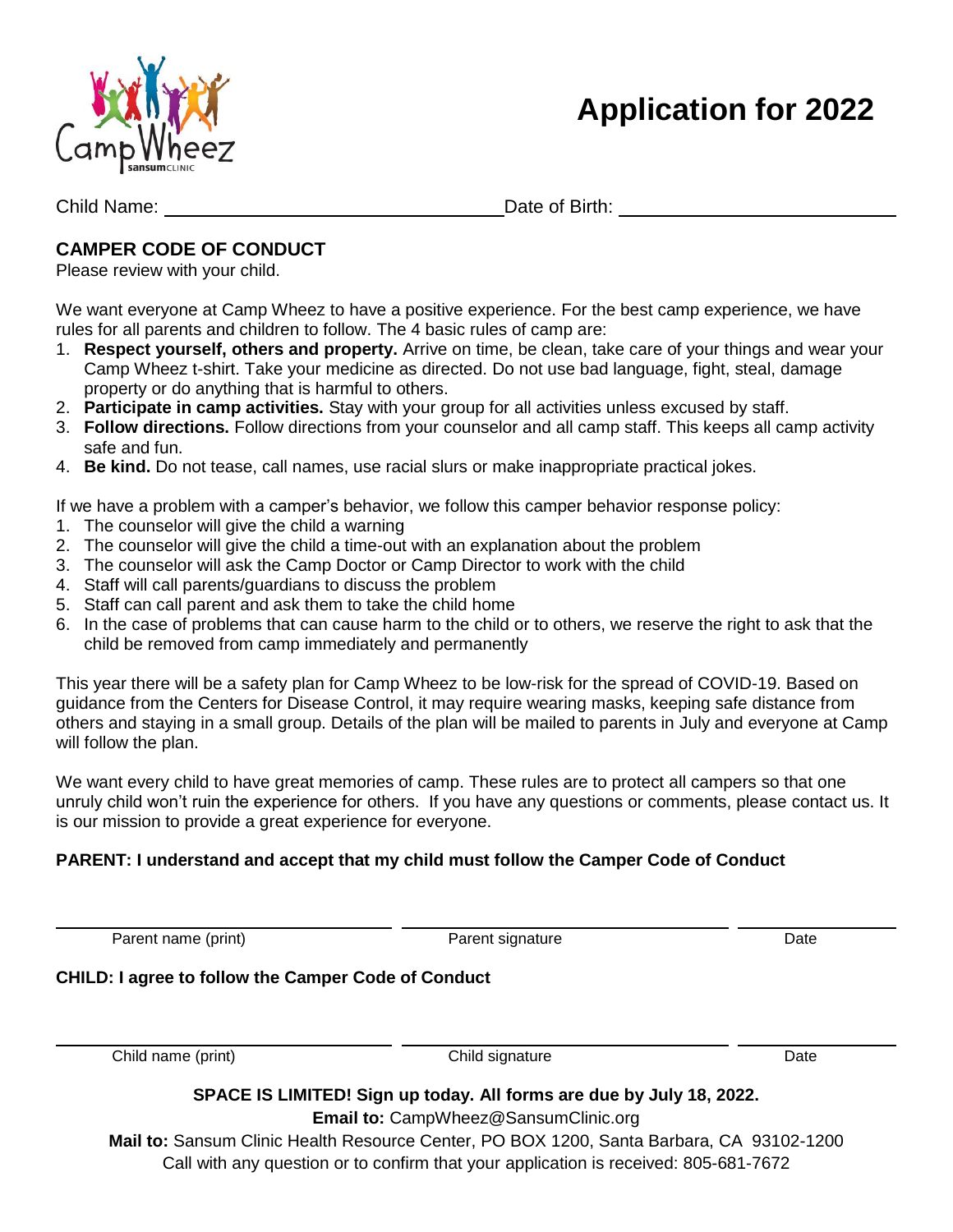# Application for 2022

Child Name: ______________________________ Date of Birth: ________________________

## CAMPER CODE OF CONDUCT

Please review with your child.

We want everyone at Camp Wheez to have a positive experience. For the best camp experience, we have rules for all parents and children to follow. The 4 basic rules of camp are:

1. **Respect yourself, others and property.** Arrive on time, be clean, take care of your things and wear your Camp Wheez t-shirt. Take your medicine as directed. Do not use bad language, fight, steal, damage property or do anything that is harmful to others.
2. **Participate in camp activities.** Stay with your group for all activities unless excused by staff.
3. **Follow directions.** Follow directions from your counselor and all camp staff. This keeps all camp activity safe and fun.
4. **Be kind.** Do not tease, call names, use racial slurs or make inappropriate practical jokes.

If we have a problem with a camper's behavior, we follow this camper behavior response policy:

1. The counselor will give the child a warning
2. The counselor will give the child a time-out with an explanation about the problem
3. The counselor will ask the Camp Doctor or Camp Director to work with the child
4. Staff will call parents/guardians to discuss the problem
5. Staff can call parent and ask them to take the child home
6. In the case of problems that can cause harm to the child or to others, we reserve the right to ask that the child be removed from camp immediately and permanently

This year there will be a safety plan for Camp Wheez to be low-risk for the spread of COVID-19. Based on guidance from the Centers for Disease Control, it may require wearing masks, keeping safe distance from others and staying in a small group. Details of the plan will be mailed to parents in July and everyone at Camp will follow the plan.

We want every child to have great memories of camp. These rules are to protect all campers so that one unruly child won't ruin the experience for others. If you have any questions or comments, please contact us. It is our mission to provide a great experience for everyone.

**PARENT: I understand and accept that my child must follow the Camper Code of Conduct**

______________________ ______________________ __________

Parent name (print) Parent signature Date

**CHILD: I agree to follow the Camper Code of Conduct**

______________________ ______________________ __________

Child name (print) Child signature Date

**SPACE IS LIMITED! Sign up today. All forms are due by July 18, 2022.**

**Email to:** CampWheez@SansumClinic.org

**Mail to:** Sansum Clinic Health Resource Center, PO BOX 1200, Santa Barbara, CA 93102-1200

Call with any question or to confirm that your application is received: 805-681-7672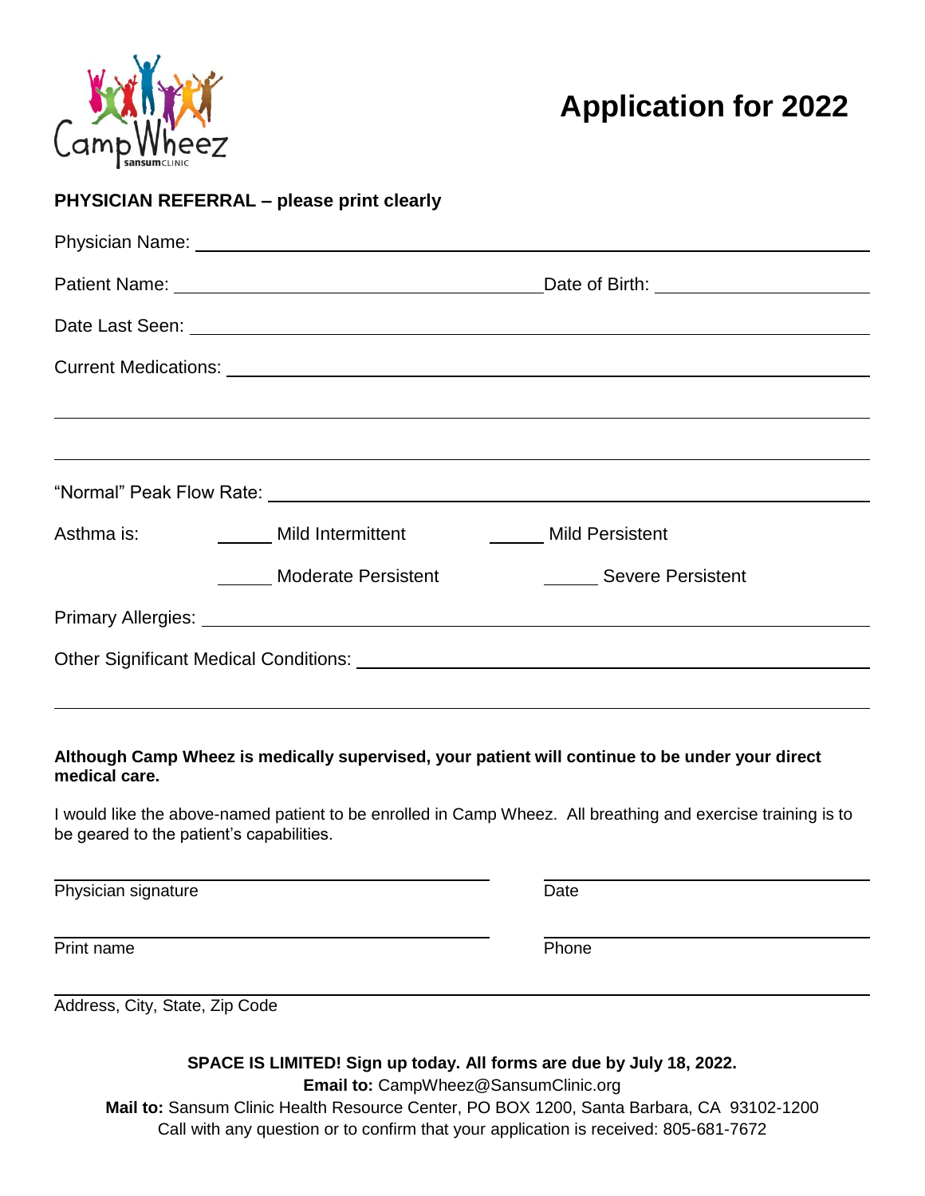Camp Wheez
sansum CLINIC

# Application for 2022

**PHYSICIAN REFERRAL – please print clearly**

Physician Name: ______________________________________________

Patient Name: ______________________________ Date of Birth: ________________

Date Last Seen: ______________________________________________

Current Medications: ______________________________________________

______________________________________________

______________________________________________

"Normal" Peak Flow Rate: ______________________________________________

Asthma is: _____ Mild Intermittent _____ Mild Persistent

_____ Moderate Persistent _____ Severe Persistent

Primary Allergies: ______________________________________________

Other Significant Medical Conditions: ______________________________________________

______________________________________________

**Although Camp Wheez is medically supervised, your patient will continue to be under your direct medical care.**

I would like the above-named patient to be enrolled in Camp Wheez. All breathing and exercise training is to be geared to the patient's capabilities.

______________________________ ______________________________
Physician signature Date

______________________________ ______________________________
Print name Phone

______________________________________________
Address, City, State, Zip Code

**SPACE IS LIMITED! Sign up today. All forms are due by July 18, 2022.**

**Email to:** CampWheez@SansumClinic.org

**Mail to:** Sansum Clinic Health Resource Center, PO BOX 1200, Santa Barbara, CA 93102-1200

Call with any question or to confirm that your application is received: 805-681-7672